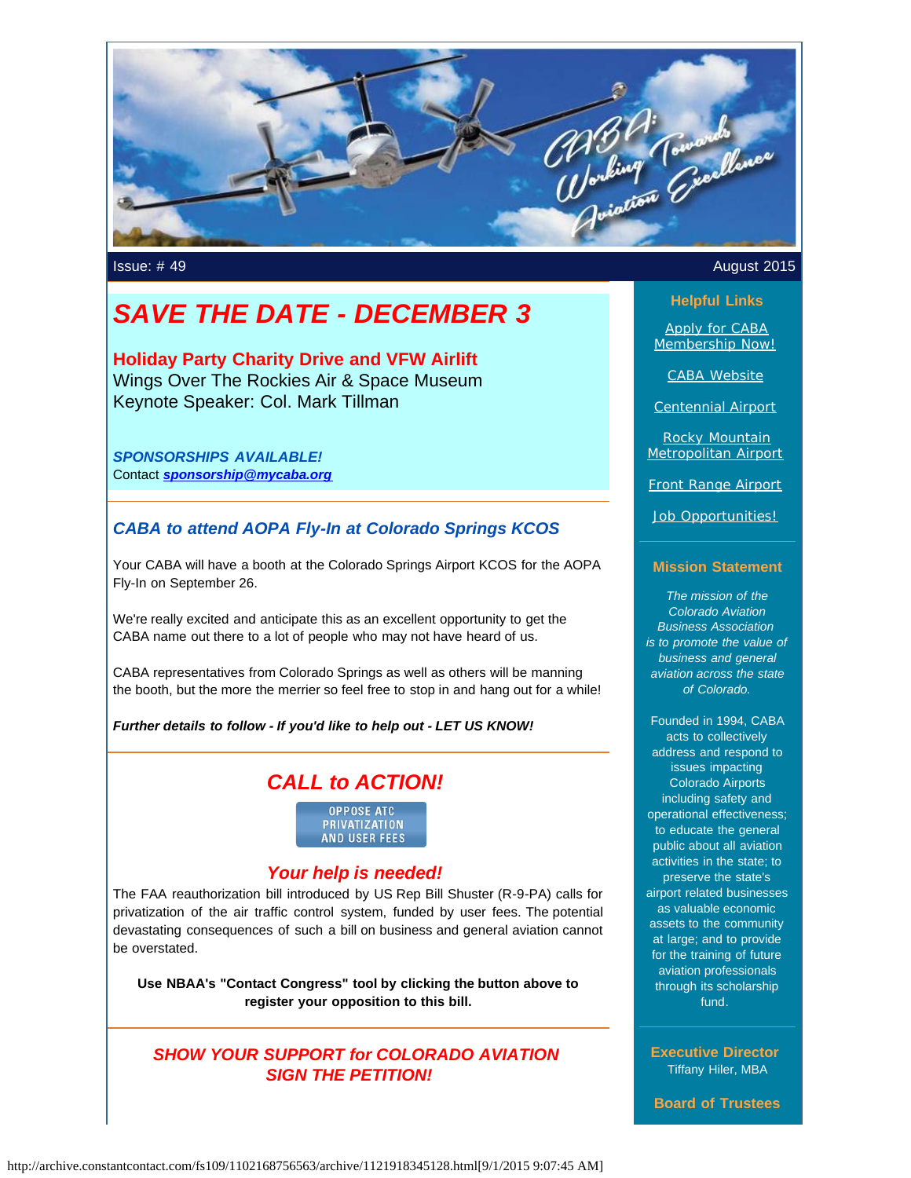Issue: # 49

August 2015

# SAVE THE DATE - DECEMBER 3

**Holiday Party Charity Drive and VFW Airlift**
Wings Over The Rockies Air & Space Museum
Keynote Speaker: Col. Mark Tillman

***SPONSORSHIPS AVAILABLE!***
Contact ***sponsorship@mycaba.org***

## *CABA to attend AOPA Fly-In at Colorado Springs KCOS*

Your CABA will have a booth at the Colorado Springs Airport KCOS for the AOPA Fly-In on September 26.

We're really excited and anticipate this as an excellent opportunity to get the CABA name out there to a lot of people who may not have heard of us.

CABA representatives from Colorado Springs as well as others will be manning the booth, but the more the merrier so feel free to stop in and hang out for a while!

***Further details to follow - If you'd like to help out - LET US KNOW!***

## *CALL to ACTION!*

OPPOSE ATC PRIVATIZATION AND USER FEES

### *Your help is needed!*

The FAA reauthorization bill introduced by US Rep Bill Shuster (R-9-PA) calls for privatization of the air traffic control system, funded by user fees. The potential devastating consequences of such a bill on business and general aviation cannot be overstated.

**Use NBAA's "Contact Congress" tool by clicking the button above to register your opposition to this bill.**

***SHOW YOUR SUPPORT for COLORADO AVIATION***
***SIGN THE PETITION!***

### Helpful Links

Apply for CABA Membership Now!

CABA Website

Centennial Airport

Rocky Mountain Metropolitan Airport

Front Range Airport

Job Opportunities!

### Mission Statement

*The mission of the Colorado Aviation Business Association is to promote the value of business and general aviation across the state of Colorado.*

Founded in 1994, CABA acts to collectively address and respond to issues impacting Colorado Airports including safety and operational effectiveness; to educate the general public about all aviation activities in the state; to preserve the state's airport related businesses as valuable economic assets to the community at large; and to provide for the training of future aviation professionals through its scholarship fund.

### Executive Director

Tiffany Hiler, MBA

### Board of Trustees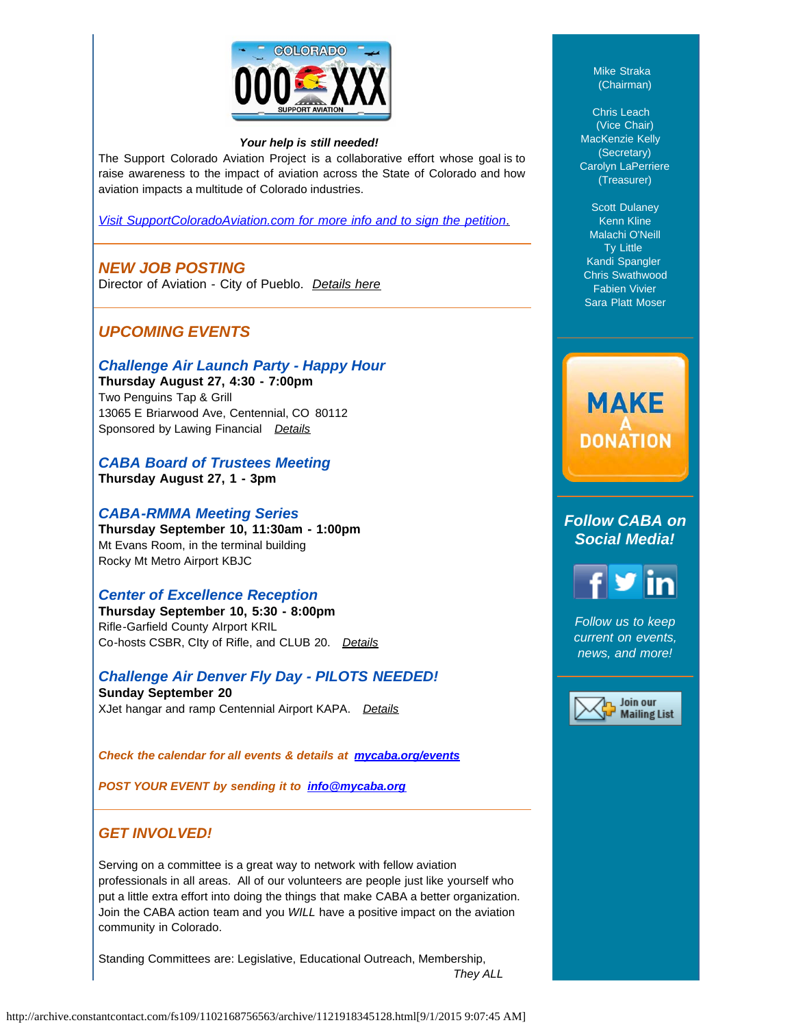***Your help is still needed!***

The Support Colorado Aviation Project is a collaborative effort whose goal is to raise awareness to the impact of aviation across the State of Colorado and how aviation impacts a multitude of Colorado industries.

*Visit SupportColoradoAviation.com for more info and to sign the petition.*

---

## *NEW JOB POSTING*

Director of Aviation - City of Pueblo. *Details here*

---

## *UPCOMING EVENTS*

### *Challenge Air Launch Party - Happy Hour*

**Thursday August 27, 4:30 - 7:00pm**
Two Penguins Tap & Grill
13065 E Briarwood Ave, Centennial, CO 80112
Sponsored by Lawing Financial *Details*

### *CABA Board of Trustees Meeting*

**Thursday August 27, 1 - 3pm**

### *CABA-RMMA Meeting Series*

**Thursday September 10, 11:30am - 1:00pm**
Mt Evans Room, in the terminal building
Rocky Mt Metro Airport KBJC

### *Center of Excellence Reception*

**Thursday September 10, 5:30 - 8:00pm**
Rifle-Garfield County AIrport KRIL
Co-hosts CSBR, CIty of Rifle, and CLUB 20. *Details*

### *Challenge Air Denver Fly Day - PILOTS NEEDED!*

**Sunday September 20**
XJet hangar and ramp Centennial Airport KAPA. *Details*

***Check the calendar for all events & details at mycaba.org/events***

***POST YOUR EVENT by sending it to info@mycaba.org***

---

## *GET INVOLVED!*

Serving on a committee is a great way to network with fellow aviation professionals in all areas. All of our volunteers are people just like yourself who put a little extra effort into doing the things that make CABA a better organization. Join the CABA action team and you *WILL* have a positive impact on the aviation community in Colorado.

Standing Committees are: Legislative, Educational Outreach, Membership, *They ALL*

---

Mike Straka
(Chairman)

Chris Leach
(Vice Chair)
MacKenzie Kelly
(Secretary)
Carolyn LaPerriere
(Treasurer)

Scott Dulaney
Kenn Kline
Malachi O'Neill
Ty Little
Kandi Spangler
Chris Swathwood
Fabien Vivier
Sara Platt Moser

MAKE A DONATION

***Follow CABA on Social Media!***

*Follow us to keep current on events, news, and more!*

Join our Mailing List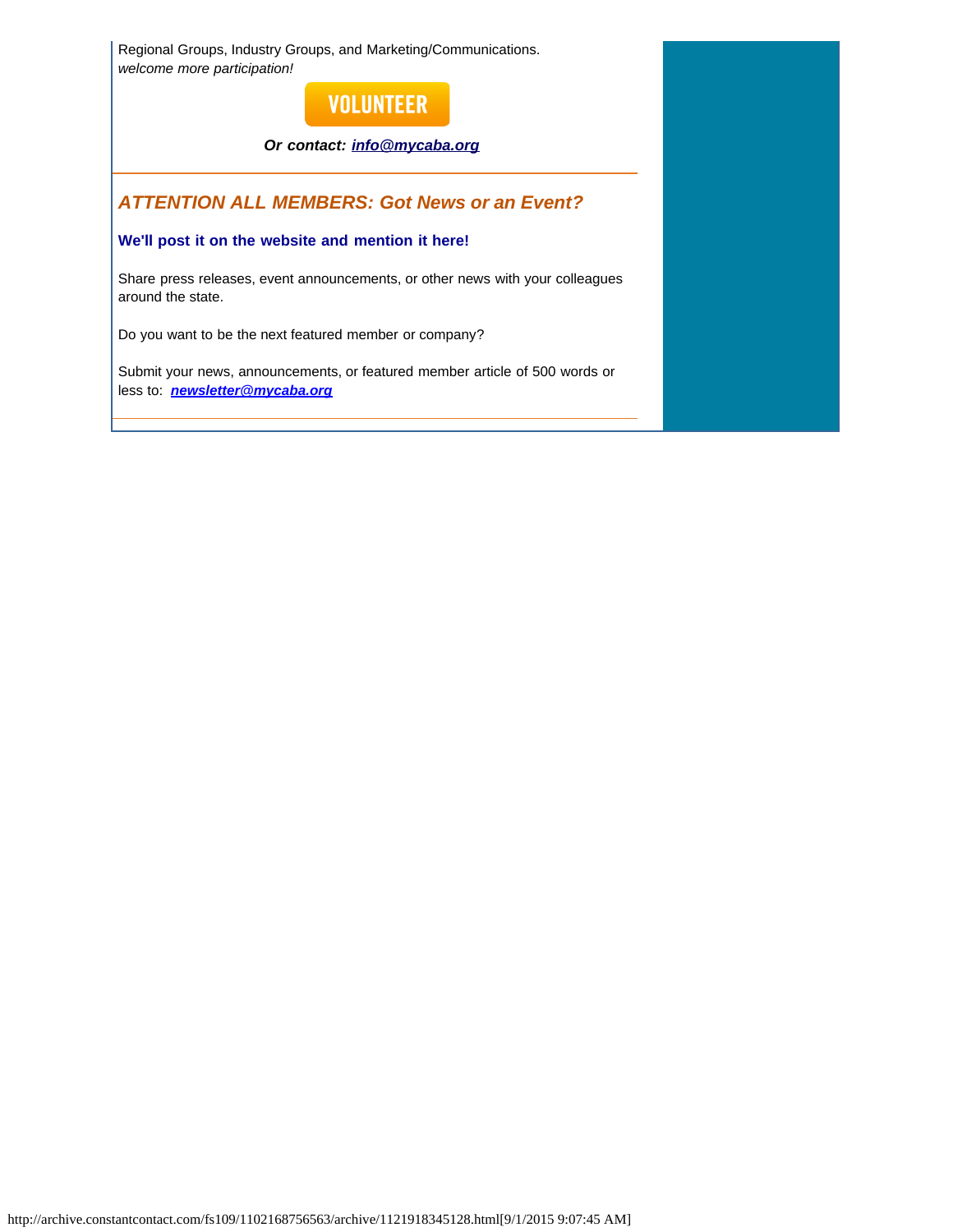Regional Groups, Industry Groups, and Marketing/Communications.
*welcome more participation!*

VOLUNTEER

***Or contact: info@mycaba.org***

---

## *ATTENTION ALL MEMBERS: Got News or an Event?*

### We'll post it on the website and mention it here!

Share press releases, event announcements, or other news with your colleagues around the state.

Do you want to be the next featured member or company?

Submit your news, announcements, or featured member article of 500 words or less to: ***newsletter@mycaba.org***

---